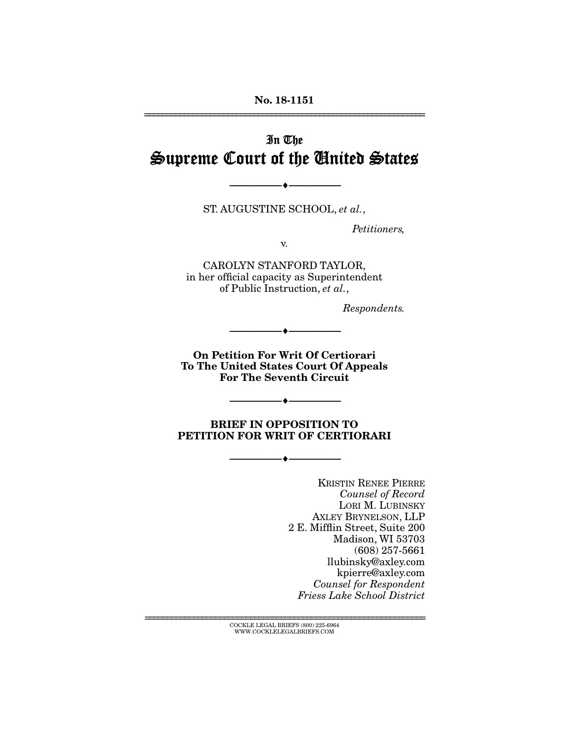**No. 18-1151**

---

In The
# Supreme Court of the United States

---

ST. AUGUSTINE SCHOOL, *et al.*,

*Petitioners,*

v.

CAROLYN STANFORD TAYLOR,
in her official capacity as Superintendent
of Public Instruction, *et al.*,

*Respondents.*

---

**On Petition For Writ Of Certiorari
To The United States Court Of Appeals
For The Seventh Circuit**

---

**BRIEF IN OPPOSITION TO
PETITION FOR WRIT OF CERTIORARI**

---

KRISTIN RENEE PIERRE
*Counsel of Record*
LORI M. LUBINSKY
AXLEY BRYNELSON, LLP
2 E. Mifflin Street, Suite 200
Madison, WI 53703
(608) 257-5661
llubinsky@axley.com
kpierre@axley.com
*Counsel for Respondent
Friess Lake School District*

---

COCKLE LEGAL BRIEFS (800) 225-6964
WWW.COCKLELEGALBRIEFS.COM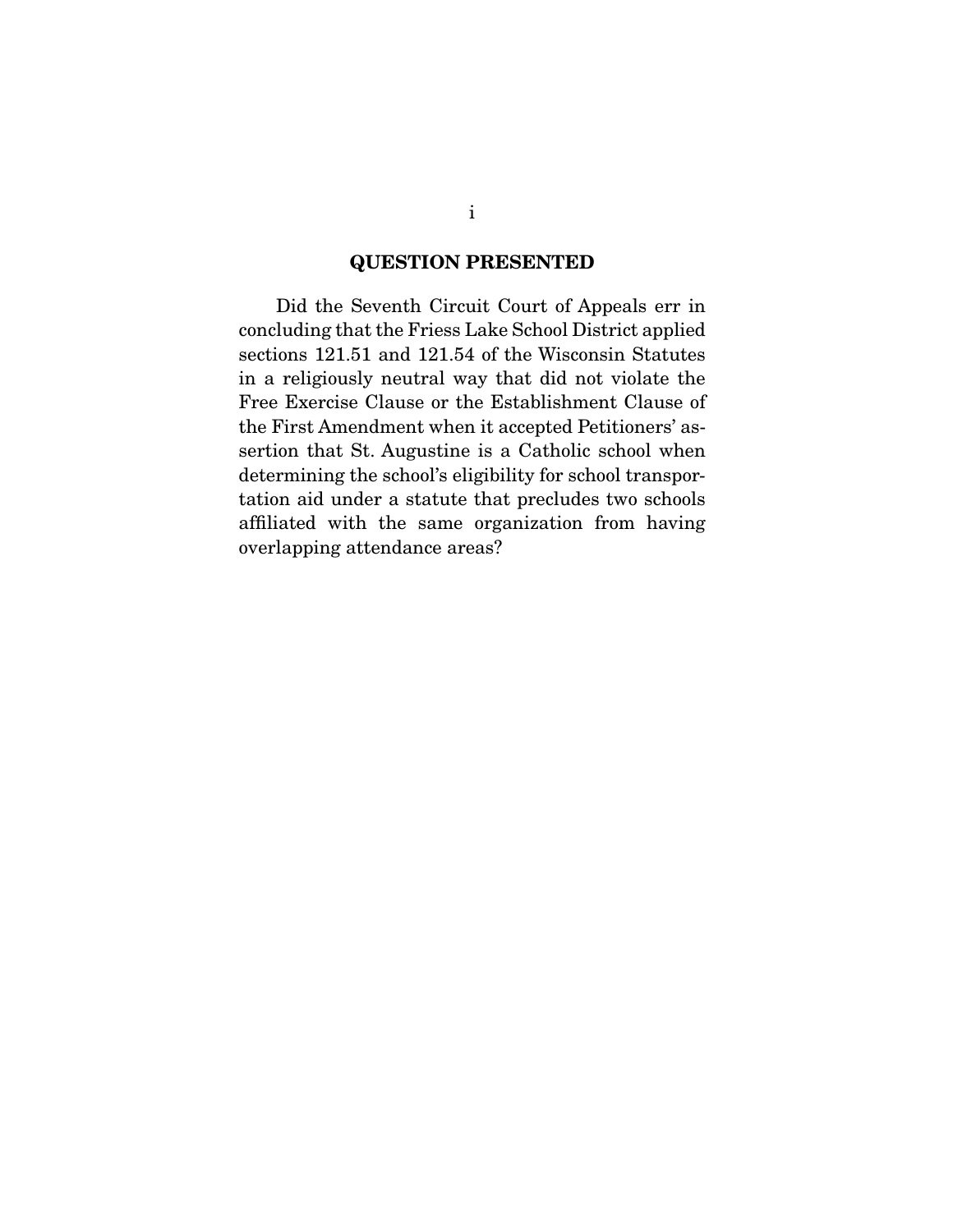## QUESTION PRESENTED

Did the Seventh Circuit Court of Appeals err in concluding that the Friess Lake School District applied sections 121.51 and 121.54 of the Wisconsin Statutes in a religiously neutral way that did not violate the Free Exercise Clause or the Establishment Clause of the First Amendment when it accepted Petitioners' assertion that St. Augustine is a Catholic school when determining the school's eligibility for school transportation aid under a statute that precludes two schools affiliated with the same organization from having overlapping attendance areas?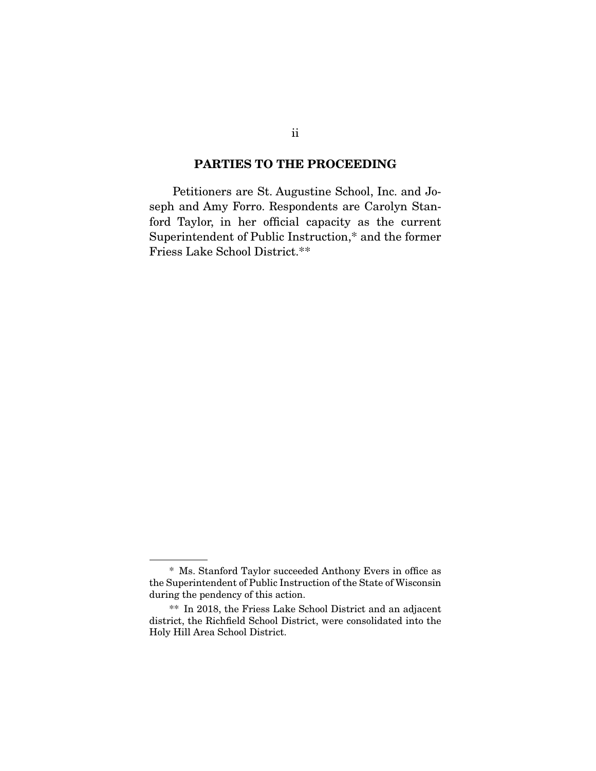## PARTIES TO THE PROCEEDING

Petitioners are St. Augustine School, Inc. and Joseph and Amy Forro. Respondents are Carolyn Stanford Taylor, in her official capacity as the current Superintendent of Public Instruction,* and the former Friess Lake School District.**

---

* Ms. Stanford Taylor succeeded Anthony Evers in office as the Superintendent of Public Instruction of the State of Wisconsin during the pendency of this action.

** In 2018, the Friess Lake School District and an adjacent district, the Richfield School District, were consolidated into the Holy Hill Area School District.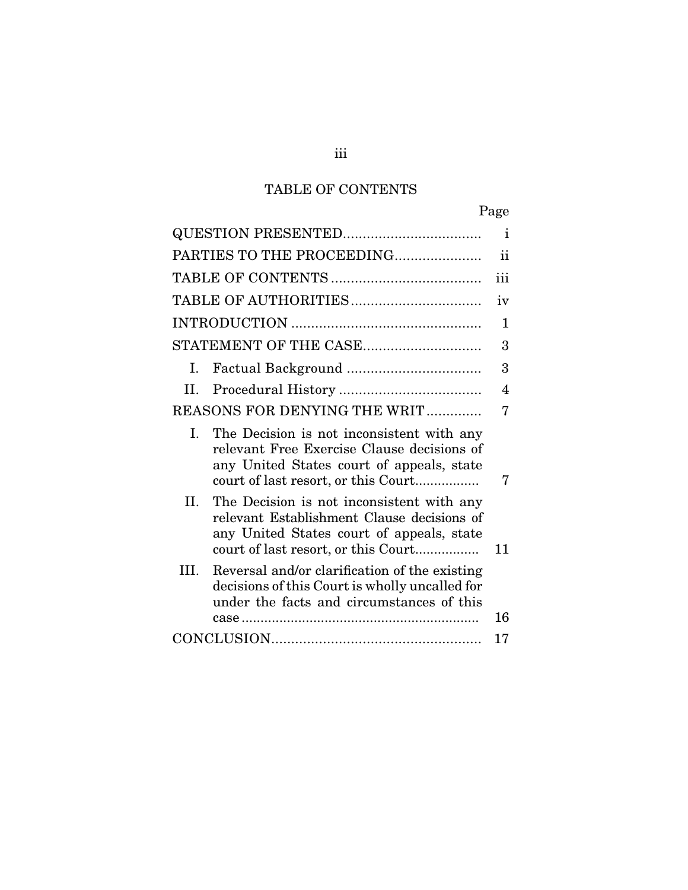# TABLE OF CONTENTS

| | Page |
|---|---|
| QUESTION PRESENTED | i |
| PARTIES TO THE PROCEEDING | ii |
| TABLE OF CONTENTS | iii |
| TABLE OF AUTHORITIES | iv |
| INTRODUCTION | 1 |
| STATEMENT OF THE CASE | 3 |
| I. Factual Background | 3 |
| II. Procedural History | 4 |
| REASONS FOR DENYING THE WRIT | 7 |
| I. The Decision is not inconsistent with any relevant Free Exercise Clause decisions of any United States court of appeals, state court of last resort, or this Court | 7 |
| II. The Decision is not inconsistent with any relevant Establishment Clause decisions of any United States court of appeals, state court of last resort, or this Court | 11 |
| III. Reversal and/or clarification of the existing decisions of this Court is wholly uncalled for under the facts and circumstances of this case | 16 |
| CONCLUSION | 17 |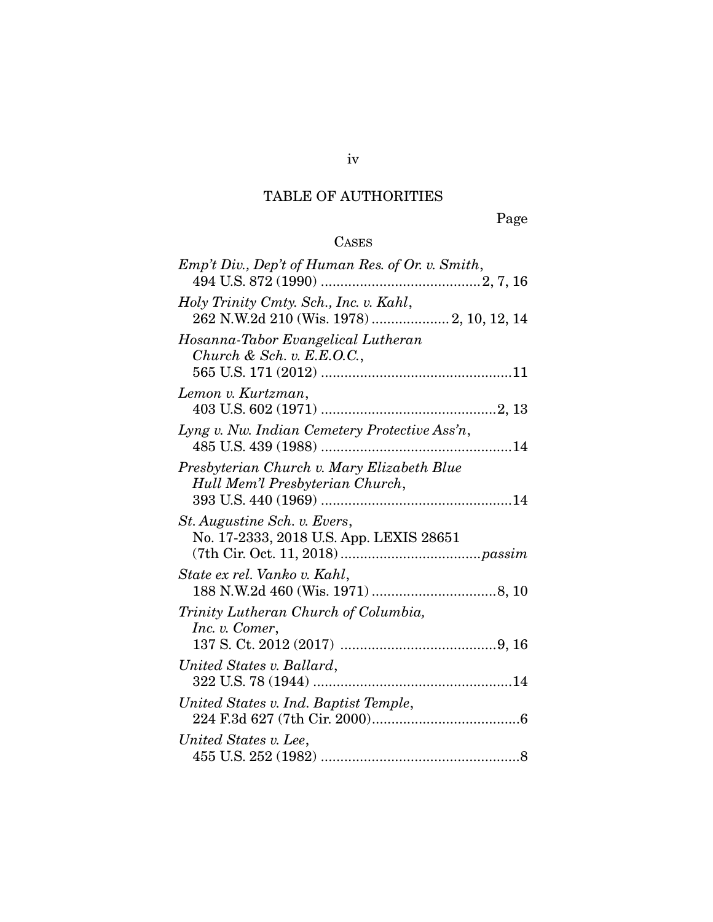# TABLE OF AUTHORITIES

Page

## CASES

*Emp't Div., Dep't of Human Res. of Or. v. Smith*,
494 U.S. 872 (1990) .........................................2, 7, 16

*Holy Trinity Cmty. Sch., Inc. v. Kahl*,
262 N.W.2d 210 (Wis. 1978) .................... 2, 10, 12, 14

*Hosanna-Tabor Evangelical Lutheran Church & Sch. v. E.E.O.C.*,
565 U.S. 171 (2012) ................................................11

*Lemon v. Kurtzman*,
403 U.S. 602 (1971) .............................................2, 13

*Lyng v. Nw. Indian Cemetery Protective Ass'n*,
485 U.S. 439 (1988) .................................................14

*Presbyterian Church v. Mary Elizabeth Blue Hull Mem'l Presbyterian Church*,
393 U.S. 440 (1969) .................................................14

*St. Augustine Sch. v. Evers*,
No. 17-2333, 2018 U.S. App. LEXIS 28651
(7th Cir. Oct. 11, 2018) ....................................*passim*

*State ex rel. Vanko v. Kahl*,
188 N.W.2d 460 (Wis. 1971) ................................8, 10

*Trinity Lutheran Church of Columbia, Inc. v. Comer*,
137 S. Ct. 2012 (2017) .........................................9, 16

*United States v. Ballard*,
322 U.S. 78 (1944) ...................................................14

*United States v. Ind. Baptist Temple*,
224 F.3d 627 (7th Cir. 2000).....................................6

*United States v. Lee*,
455 U.S. 252 (1982) ...................................................8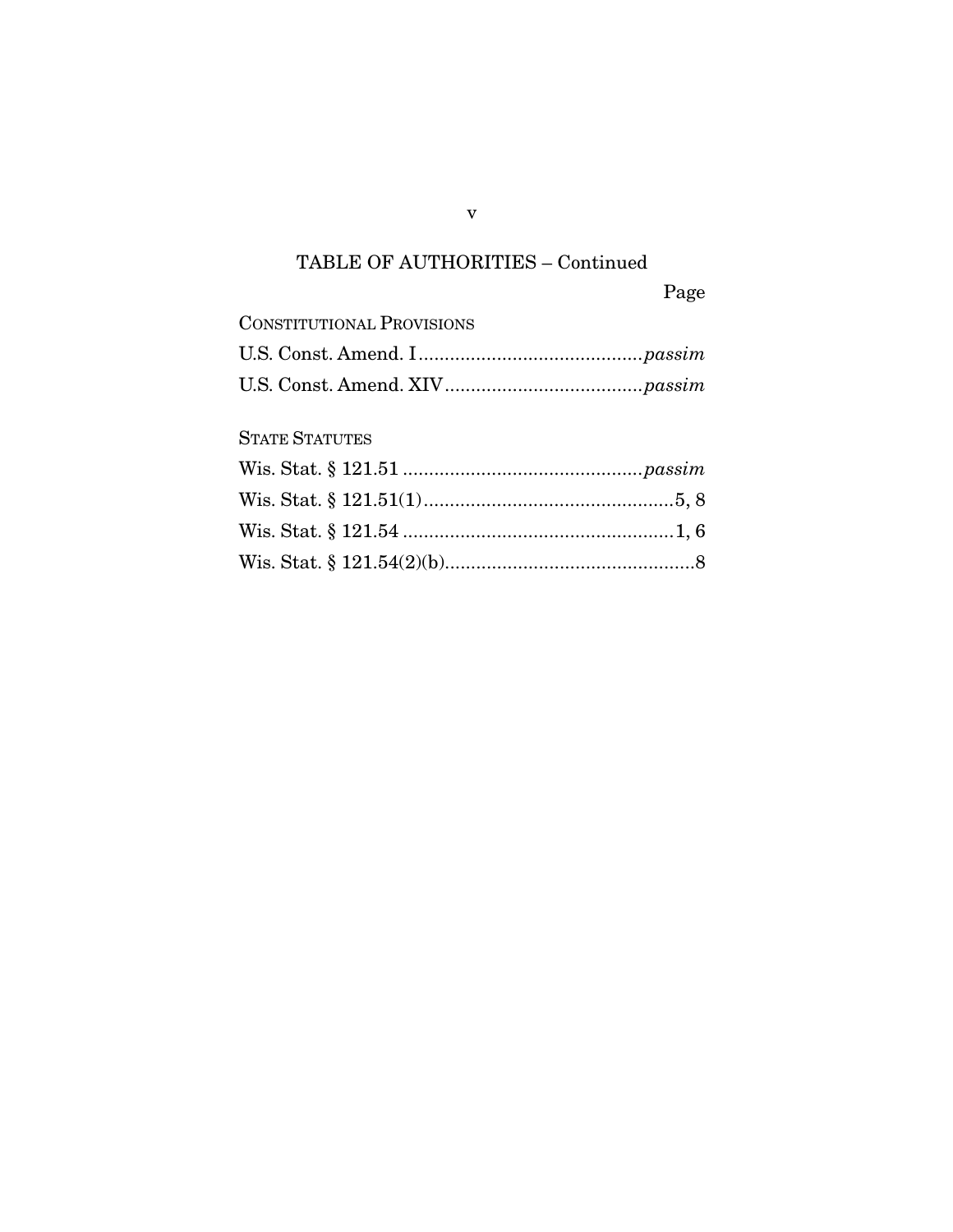## TABLE OF AUTHORITIES – Continued

Page

CONSTITUTIONAL PROVISIONS

U.S. Const. Amend. I .......................................... *passim*

U.S. Const. Amend. XIV ..................................... *passim*

STATE STATUTES

Wis. Stat. § 121.51 ............................................. *passim*

Wis. Stat. § 121.51(1) ................................................ 5, 8

Wis. Stat. § 121.54 .................................................... 1, 6

Wis. Stat. § 121.54(2)(b) ................................................ 8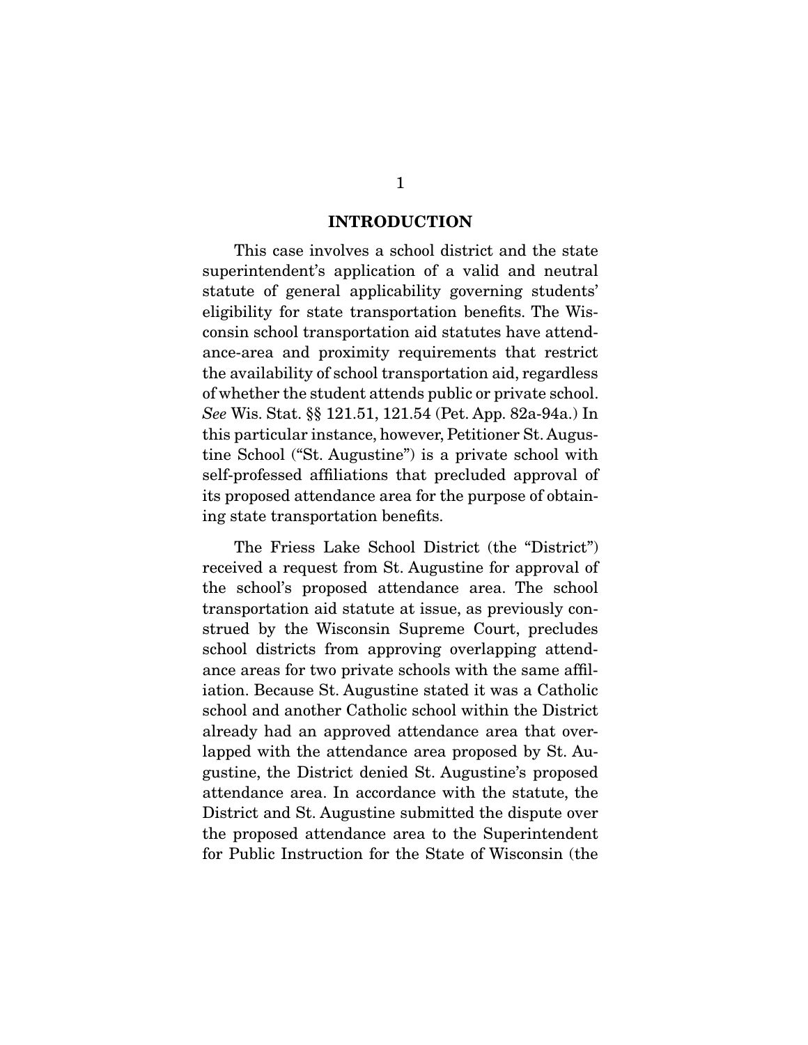## INTRODUCTION

This case involves a school district and the state superintendent's application of a valid and neutral statute of general applicability governing students' eligibility for state transportation benefits. The Wisconsin school transportation aid statutes have attendance-area and proximity requirements that restrict the availability of school transportation aid, regardless of whether the student attends public or private school. *See* Wis. Stat. §§ 121.51, 121.54 (Pet. App. 82a-94a.) In this particular instance, however, Petitioner St. Augustine School ("St. Augustine") is a private school with self-professed affiliations that precluded approval of its proposed attendance area for the purpose of obtaining state transportation benefits.

The Friess Lake School District (the "District") received a request from St. Augustine for approval of the school's proposed attendance area. The school transportation aid statute at issue, as previously construed by the Wisconsin Supreme Court, precludes school districts from approving overlapping attendance areas for two private schools with the same affiliation. Because St. Augustine stated it was a Catholic school and another Catholic school within the District already had an approved attendance area that overlapped with the attendance area proposed by St. Augustine, the District denied St. Augustine's proposed attendance area. In accordance with the statute, the District and St. Augustine submitted the dispute over the proposed attendance area to the Superintendent for Public Instruction for the State of Wisconsin (the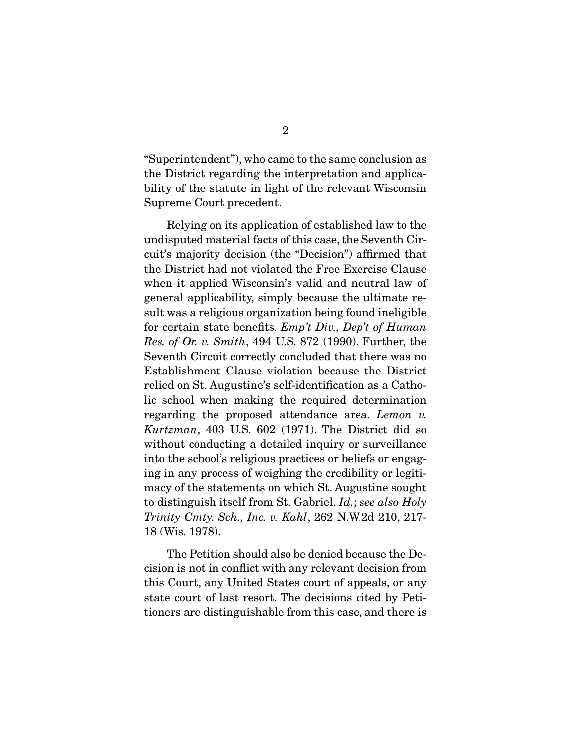"Superintendent"), who came to the same conclusion as the District regarding the interpretation and applicability of the statute in light of the relevant Wisconsin Supreme Court precedent.

Relying on its application of established law to the undisputed material facts of this case, the Seventh Circuit's majority decision (the "Decision") affirmed that the District had not violated the Free Exercise Clause when it applied Wisconsin's valid and neutral law of general applicability, simply because the ultimate result was a religious organization being found ineligible for certain state benefits. *Emp't Div., Dep't of Human Res. of Or. v. Smith*, 494 U.S. 872 (1990). Further, the Seventh Circuit correctly concluded that there was no Establishment Clause violation because the District relied on St. Augustine's self-identification as a Catholic school when making the required determination regarding the proposed attendance area. *Lemon v. Kurtzman*, 403 U.S. 602 (1971). The District did so without conducting a detailed inquiry or surveillance into the school's religious practices or beliefs or engaging in any process of weighing the credibility or legitimacy of the statements on which St. Augustine sought to distinguish itself from St. Gabriel. *Id.*; *see also Holy Trinity Cmty. Sch., Inc. v. Kahl*, 262 N.W.2d 210, 217-18 (Wis. 1978).

The Petition should also be denied because the Decision is not in conflict with any relevant decision from this Court, any United States court of appeals, or any state court of last resort. The decisions cited by Petitioners are distinguishable from this case, and there is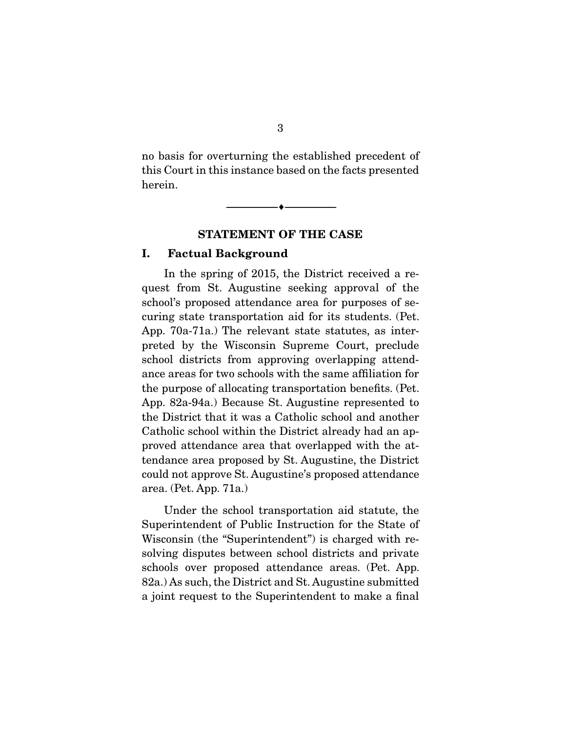no basis for overturning the established precedent of this Court in this instance based on the facts presented herein.

---

## STATEMENT OF THE CASE

### I. Factual Background

In the spring of 2015, the District received a request from St. Augustine seeking approval of the school's proposed attendance area for purposes of securing state transportation aid for its students. (Pet. App. 70a-71a.) The relevant state statutes, as interpreted by the Wisconsin Supreme Court, preclude school districts from approving overlapping attendance areas for two schools with the same affiliation for the purpose of allocating transportation benefits. (Pet. App. 82a-94a.) Because St. Augustine represented to the District that it was a Catholic school and another Catholic school within the District already had an approved attendance area that overlapped with the attendance area proposed by St. Augustine, the District could not approve St. Augustine's proposed attendance area. (Pet. App. 71a.)

Under the school transportation aid statute, the Superintendent of Public Instruction for the State of Wisconsin (the "Superintendent") is charged with resolving disputes between school districts and private schools over proposed attendance areas. (Pet. App. 82a.) As such, the District and St. Augustine submitted a joint request to the Superintendent to make a final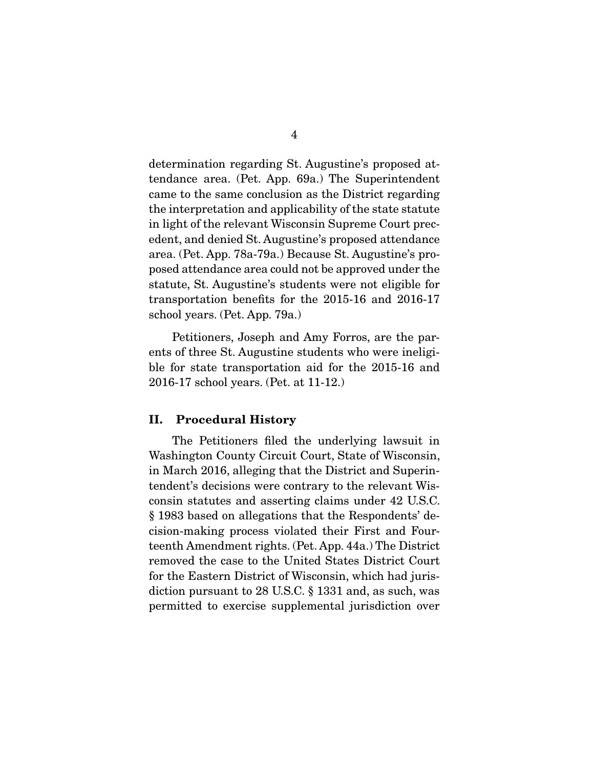determination regarding St. Augustine's proposed attendance area. (Pet. App. 69a.) The Superintendent came to the same conclusion as the District regarding the interpretation and applicability of the state statute in light of the relevant Wisconsin Supreme Court precedent, and denied St. Augustine's proposed attendance area. (Pet. App. 78a-79a.) Because St. Augustine's proposed attendance area could not be approved under the statute, St. Augustine's students were not eligible for transportation benefits for the 2015-16 and 2016-17 school years. (Pet. App. 79a.)

Petitioners, Joseph and Amy Forros, are the parents of three St. Augustine students who were ineligible for state transportation aid for the 2015-16 and 2016-17 school years. (Pet. at 11-12.)

## II. Procedural History

The Petitioners filed the underlying lawsuit in Washington County Circuit Court, State of Wisconsin, in March 2016, alleging that the District and Superintendent's decisions were contrary to the relevant Wisconsin statutes and asserting claims under 42 U.S.C. § 1983 based on allegations that the Respondents' decision-making process violated their First and Fourteenth Amendment rights. (Pet. App. 44a.) The District removed the case to the United States District Court for the Eastern District of Wisconsin, which had jurisdiction pursuant to 28 U.S.C. § 1331 and, as such, was permitted to exercise supplemental jurisdiction over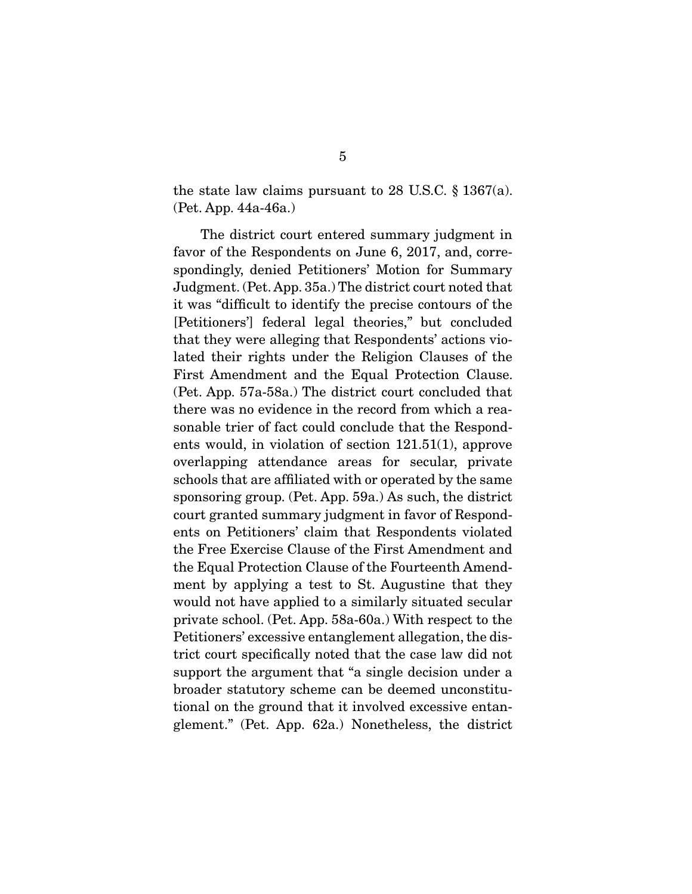the state law claims pursuant to 28 U.S.C. § 1367(a). (Pet. App. 44a-46a.)

The district court entered summary judgment in favor of the Respondents on June 6, 2017, and, correspondingly, denied Petitioners' Motion for Summary Judgment. (Pet. App. 35a.) The district court noted that it was "difficult to identify the precise contours of the [Petitioners'] federal legal theories," but concluded that they were alleging that Respondents' actions violated their rights under the Religion Clauses of the First Amendment and the Equal Protection Clause. (Pet. App. 57a-58a.) The district court concluded that there was no evidence in the record from which a reasonable trier of fact could conclude that the Respondents would, in violation of section 121.51(1), approve overlapping attendance areas for secular, private schools that are affiliated with or operated by the same sponsoring group. (Pet. App. 59a.) As such, the district court granted summary judgment in favor of Respondents on Petitioners' claim that Respondents violated the Free Exercise Clause of the First Amendment and the Equal Protection Clause of the Fourteenth Amendment by applying a test to St. Augustine that they would not have applied to a similarly situated secular private school. (Pet. App. 58a-60a.) With respect to the Petitioners' excessive entanglement allegation, the district court specifically noted that the case law did not support the argument that "a single decision under a broader statutory scheme can be deemed unconstitutional on the ground that it involved excessive entanglement." (Pet. App. 62a.) Nonetheless, the district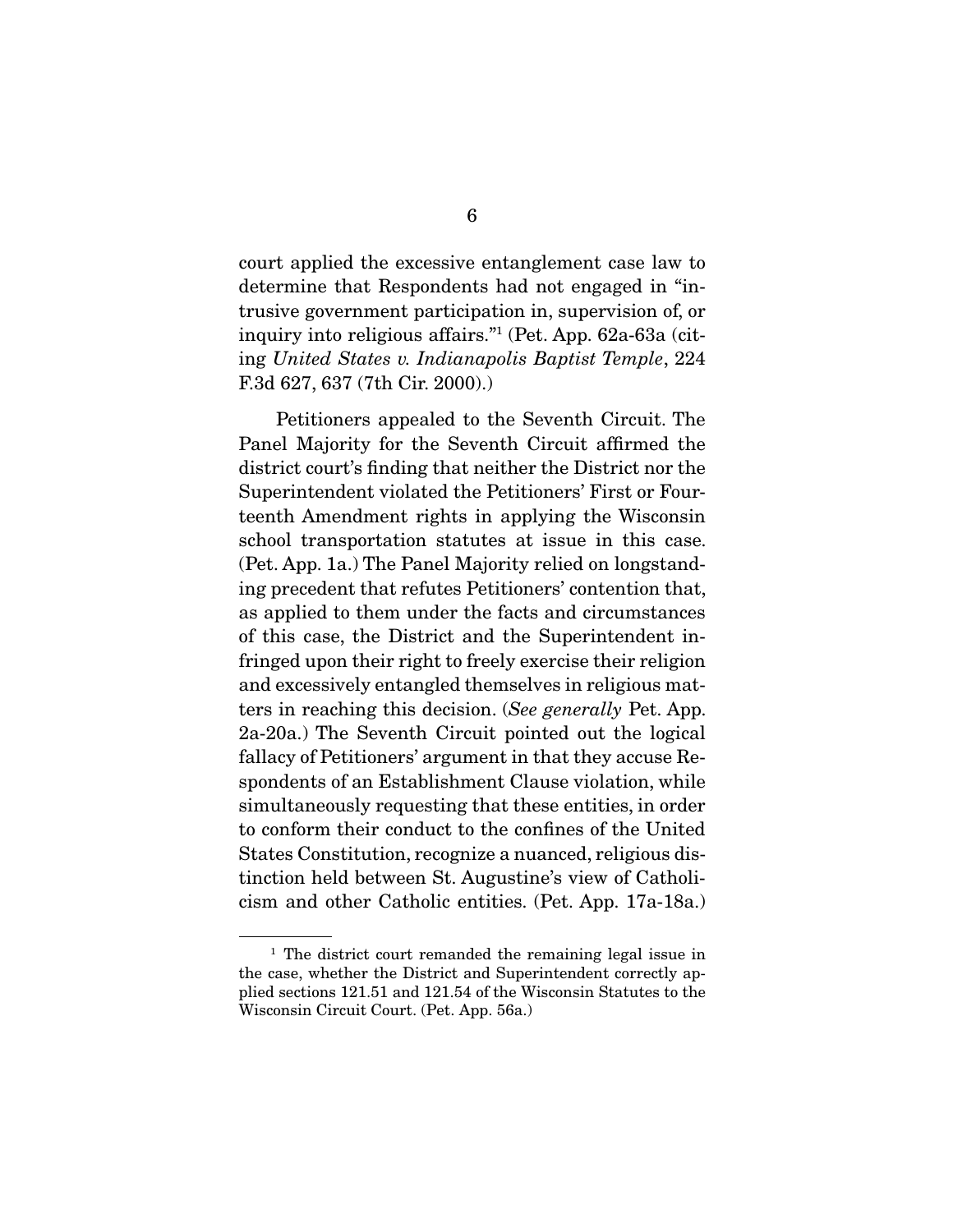court applied the excessive entanglement case law to determine that Respondents had not engaged in "intrusive government participation in, supervision of, or inquiry into religious affairs."[1] (Pet. App. 62a-63a (citing *United States v. Indianapolis Baptist Temple*, 224 F.3d 627, 637 (7th Cir. 2000).)

Petitioners appealed to the Seventh Circuit. The Panel Majority for the Seventh Circuit affirmed the district court's finding that neither the District nor the Superintendent violated the Petitioners' First or Fourteenth Amendment rights in applying the Wisconsin school transportation statutes at issue in this case. (Pet. App. 1a.) The Panel Majority relied on longstanding precedent that refutes Petitioners' contention that, as applied to them under the facts and circumstances of this case, the District and the Superintendent infringed upon their right to freely exercise their religion and excessively entangled themselves in religious matters in reaching this decision. (*See generally* Pet. App. 2a-20a.) The Seventh Circuit pointed out the logical fallacy of Petitioners' argument in that they accuse Respondents of an Establishment Clause violation, while simultaneously requesting that these entities, in order to conform their conduct to the confines of the United States Constitution, recognize a nuanced, religious distinction held between St. Augustine's view of Catholicism and other Catholic entities. (Pet. App. 17a-18a.)

---

[1] The district court remanded the remaining legal issue in the case, whether the District and Superintendent correctly applied sections 121.51 and 121.54 of the Wisconsin Statutes to the Wisconsin Circuit Court. (Pet. App. 56a.)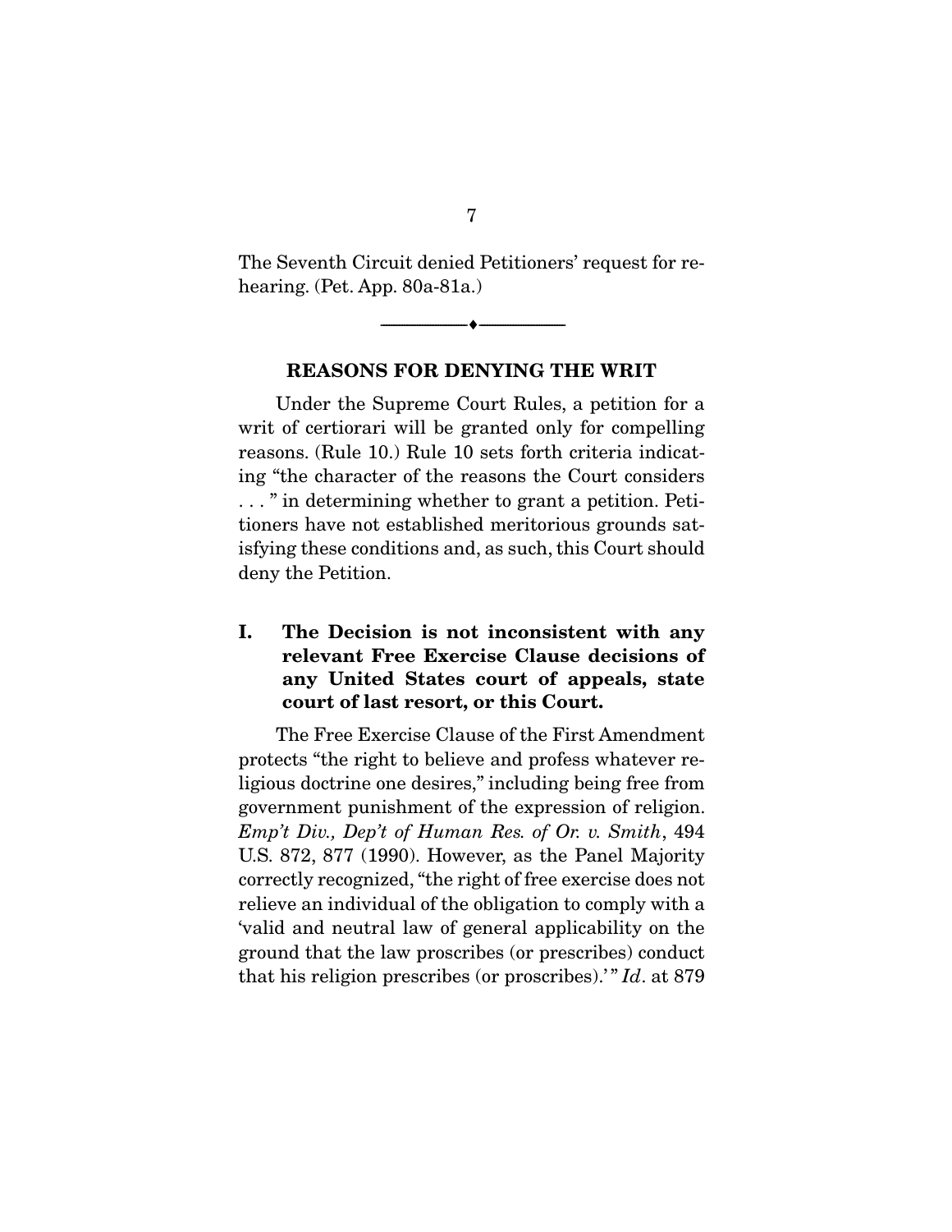The Seventh Circuit denied Petitioners' request for rehearing. (Pet. App. 80a-81a.)

---

## REASONS FOR DENYING THE WRIT

Under the Supreme Court Rules, a petition for a writ of certiorari will be granted only for compelling reasons. (Rule 10.) Rule 10 sets forth criteria indicating "the character of the reasons the Court considers . . . " in determining whether to grant a petition. Petitioners have not established meritorious grounds satisfying these conditions and, as such, this Court should deny the Petition.

### I. The Decision is not inconsistent with any relevant Free Exercise Clause decisions of any United States court of appeals, state court of last resort, or this Court.

The Free Exercise Clause of the First Amendment protects "the right to believe and profess whatever religious doctrine one desires," including being free from government punishment of the expression of religion. *Emp't Div., Dep't of Human Res. of Or. v. Smith*, 494 U.S. 872, 877 (1990). However, as the Panel Majority correctly recognized, "the right of free exercise does not relieve an individual of the obligation to comply with a 'valid and neutral law of general applicability on the ground that the law proscribes (or prescribes) conduct that his religion prescribes (or proscribes).'" *Id*. at 879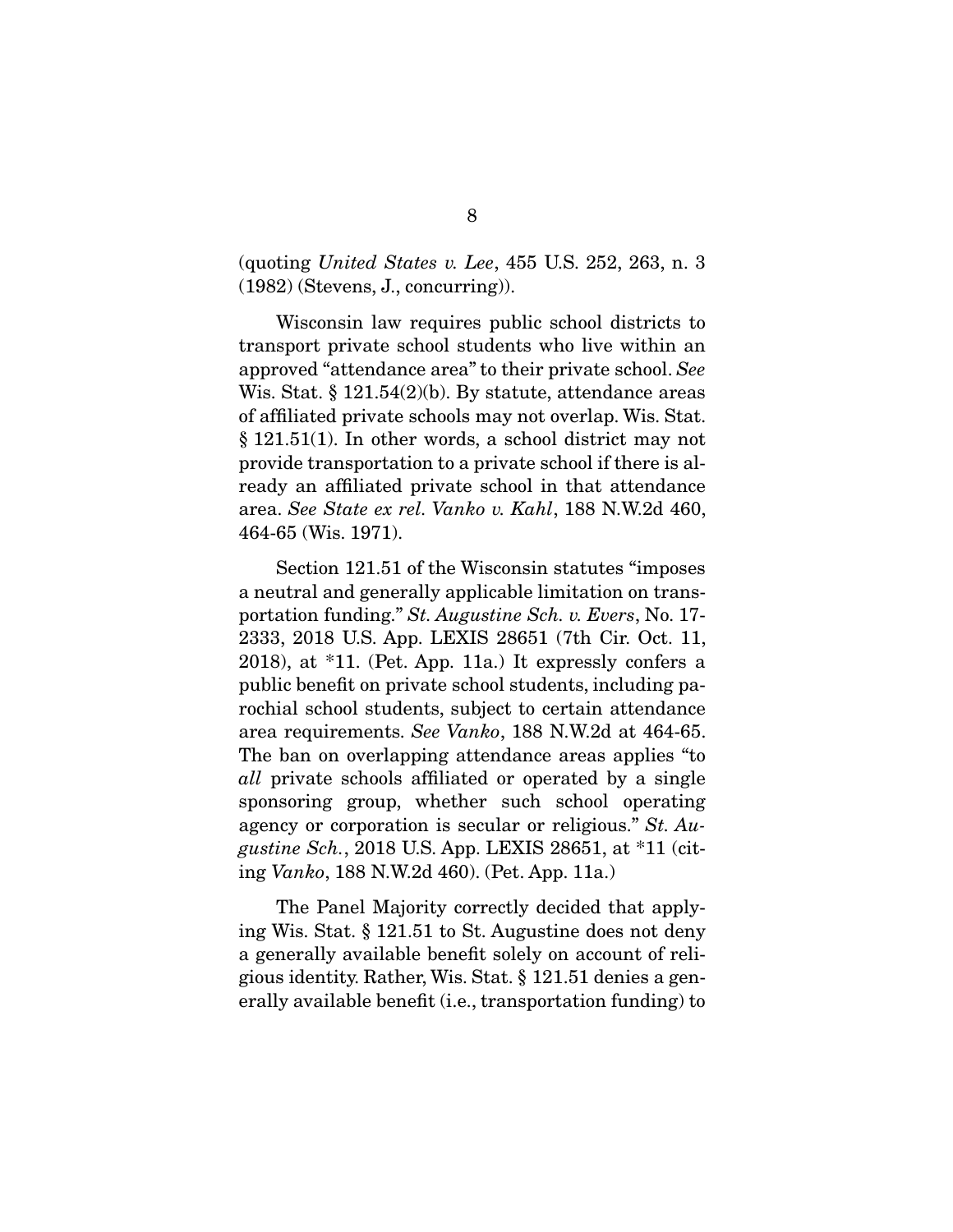(quoting *United States v. Lee*, 455 U.S. 252, 263, n. 3 (1982) (Stevens, J., concurring)).

Wisconsin law requires public school districts to transport private school students who live within an approved "attendance area" to their private school. *See* Wis. Stat. § 121.54(2)(b). By statute, attendance areas of affiliated private schools may not overlap. Wis. Stat. § 121.51(1). In other words, a school district may not provide transportation to a private school if there is already an affiliated private school in that attendance area. *See State ex rel. Vanko v. Kahl*, 188 N.W.2d 460, 464-65 (Wis. 1971).

Section 121.51 of the Wisconsin statutes "imposes a neutral and generally applicable limitation on transportation funding." *St. Augustine Sch. v. Evers*, No. 17-2333, 2018 U.S. App. LEXIS 28651 (7th Cir. Oct. 11, 2018), at *11. (Pet. App. 11a.) It expressly confers a public benefit on private school students, including parochial school students, subject to certain attendance area requirements. *See Vanko*, 188 N.W.2d at 464-65. The ban on overlapping attendance areas applies "to *all* private schools affiliated or operated by a single sponsoring group, whether such school operating agency or corporation is secular or religious." *St. Augustine Sch.*, 2018 U.S. App. LEXIS 28651, at *11 (citing *Vanko*, 188 N.W.2d 460). (Pet. App. 11a.)

The Panel Majority correctly decided that applying Wis. Stat. § 121.51 to St. Augustine does not deny a generally available benefit solely on account of religious identity. Rather, Wis. Stat. § 121.51 denies a generally available benefit (i.e., transportation funding) to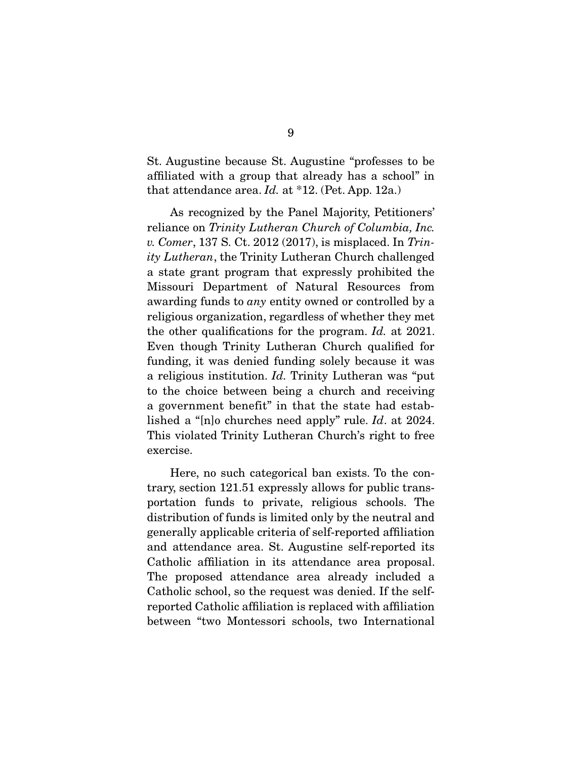St. Augustine because St. Augustine "professes to be affiliated with a group that already has a school" in that attendance area. *Id.* at *12. (Pet. App. 12a.)

As recognized by the Panel Majority, Petitioners' reliance on *Trinity Lutheran Church of Columbia, Inc. v. Comer*, 137 S. Ct. 2012 (2017), is misplaced. In *Trinity Lutheran*, the Trinity Lutheran Church challenged a state grant program that expressly prohibited the Missouri Department of Natural Resources from awarding funds to *any* entity owned or controlled by a religious organization, regardless of whether they met the other qualifications for the program. *Id.* at 2021. Even though Trinity Lutheran Church qualified for funding, it was denied funding solely because it was a religious institution. *Id.* Trinity Lutheran was "put to the choice between being a church and receiving a government benefit" in that the state had established a "[n]o churches need apply" rule. *Id*. at 2024. This violated Trinity Lutheran Church's right to free exercise.

Here, no such categorical ban exists. To the contrary, section 121.51 expressly allows for public transportation funds to private, religious schools. The distribution of funds is limited only by the neutral and generally applicable criteria of self-reported affiliation and attendance area. St. Augustine self-reported its Catholic affiliation in its attendance area proposal. The proposed attendance area already included a Catholic school, so the request was denied. If the self-reported Catholic affiliation is replaced with affiliation between "two Montessori schools, two International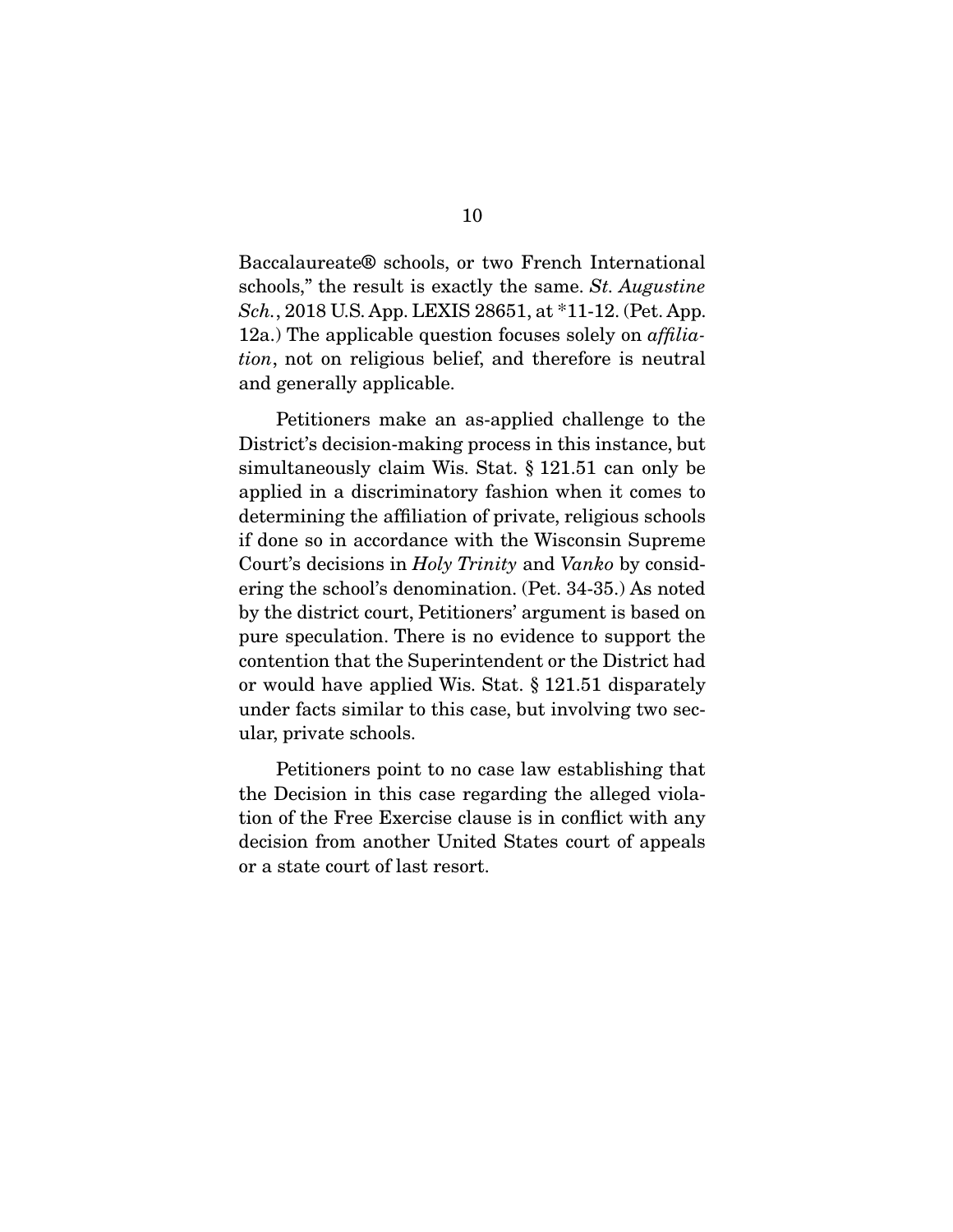Baccalaureate® schools, or two French International schools," the result is exactly the same. *St. Augustine Sch.*, 2018 U.S. App. LEXIS 28651, at *11-12. (Pet. App. 12a.) The applicable question focuses solely on *affiliation*, not on religious belief, and therefore is neutral and generally applicable.

Petitioners make an as-applied challenge to the District's decision-making process in this instance, but simultaneously claim Wis. Stat. § 121.51 can only be applied in a discriminatory fashion when it comes to determining the affiliation of private, religious schools if done so in accordance with the Wisconsin Supreme Court's decisions in *Holy Trinity* and *Vanko* by considering the school's denomination. (Pet. 34-35.) As noted by the district court, Petitioners' argument is based on pure speculation. There is no evidence to support the contention that the Superintendent or the District had or would have applied Wis. Stat. § 121.51 disparately under facts similar to this case, but involving two secular, private schools.

Petitioners point to no case law establishing that the Decision in this case regarding the alleged violation of the Free Exercise clause is in conflict with any decision from another United States court of appeals or a state court of last resort.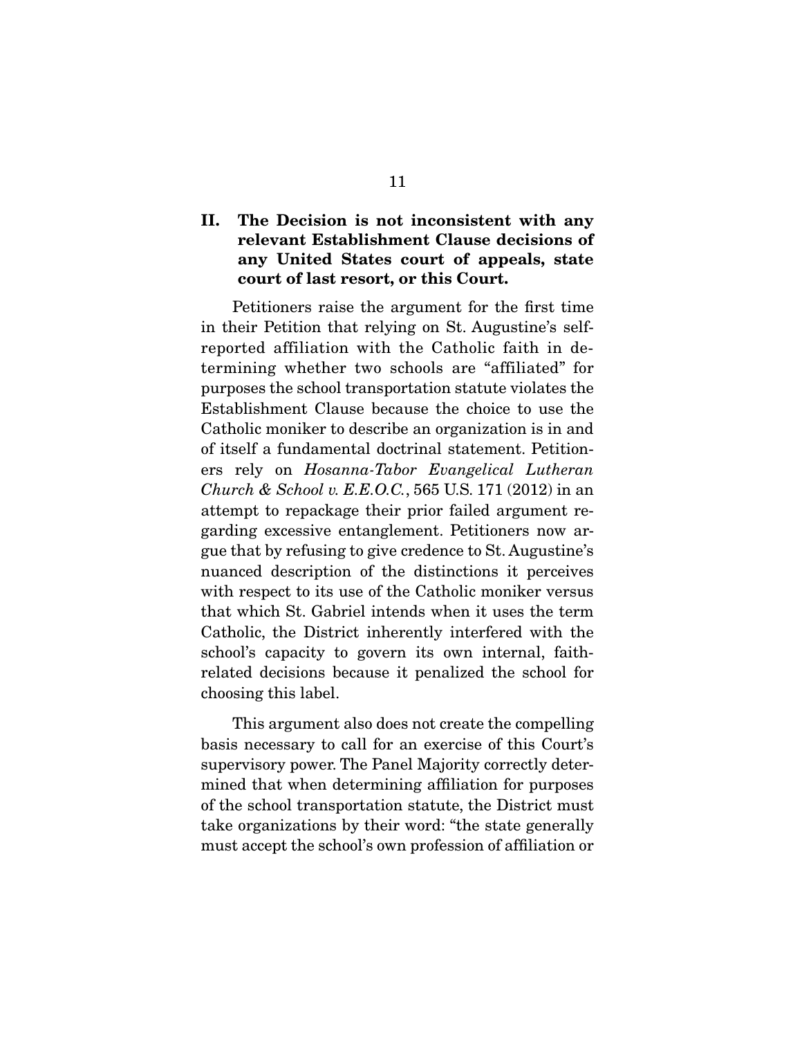## II. The Decision is not inconsistent with any relevant Establishment Clause decisions of any United States court of appeals, state court of last resort, or this Court.

Petitioners raise the argument for the first time in their Petition that relying on St. Augustine's self-reported affiliation with the Catholic faith in determining whether two schools are "affiliated" for purposes the school transportation statute violates the Establishment Clause because the choice to use the Catholic moniker to describe an organization is in and of itself a fundamental doctrinal statement. Petitioners rely on *Hosanna-Tabor Evangelical Lutheran Church & School v. E.E.O.C.*, 565 U.S. 171 (2012) in an attempt to repackage their prior failed argument regarding excessive entanglement. Petitioners now argue that by refusing to give credence to St. Augustine's nuanced description of the distinctions it perceives with respect to its use of the Catholic moniker versus that which St. Gabriel intends when it uses the term Catholic, the District inherently interfered with the school's capacity to govern its own internal, faith-related decisions because it penalized the school for choosing this label.

This argument also does not create the compelling basis necessary to call for an exercise of this Court's supervisory power. The Panel Majority correctly determined that when determining affiliation for purposes of the school transportation statute, the District must take organizations by their word: "the state generally must accept the school's own profession of affiliation or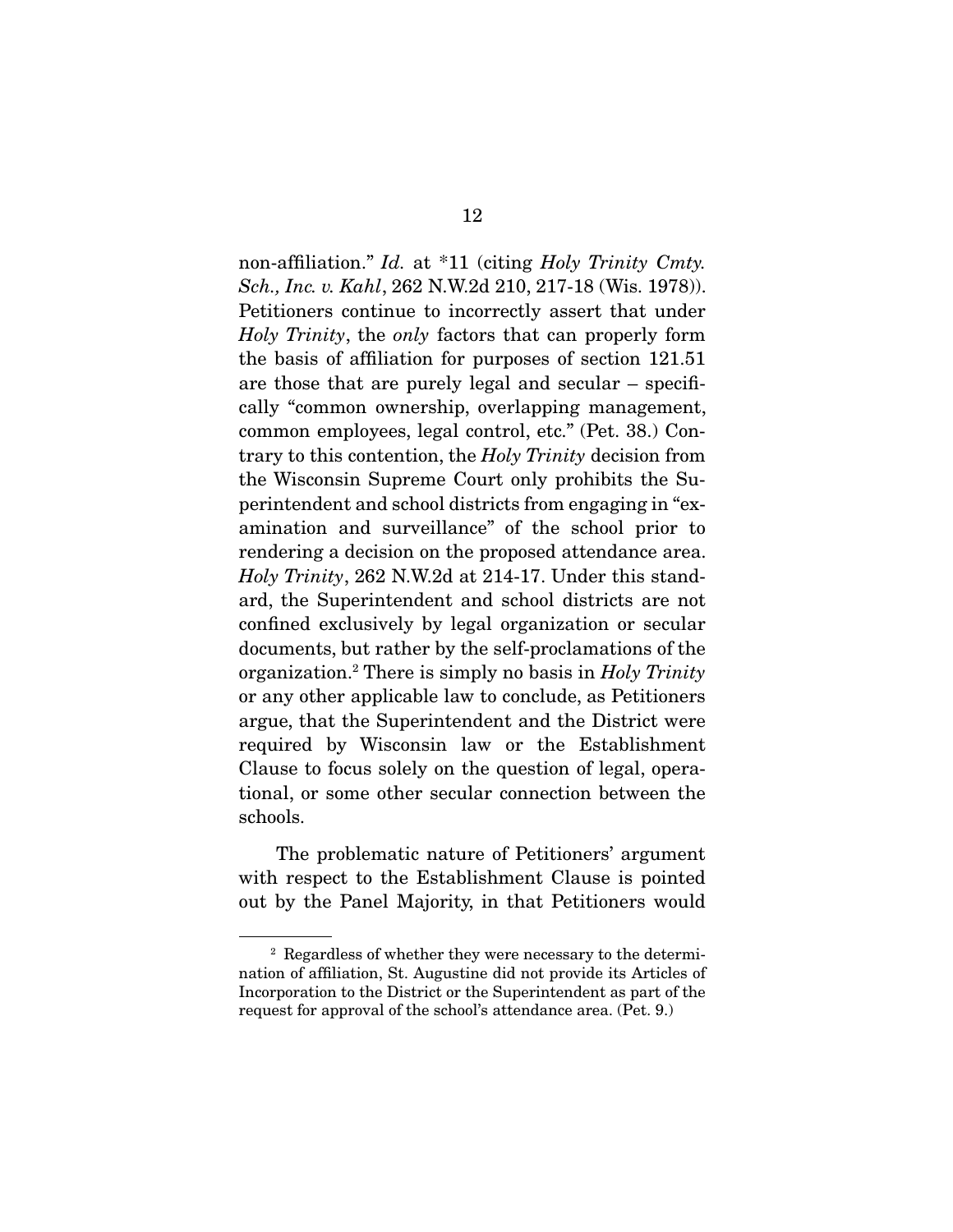non-affiliation." *Id.* at *11 (citing *Holy Trinity Cmty. Sch., Inc. v. Kahl*, 262 N.W.2d 210, 217-18 (Wis. 1978)). Petitioners continue to incorrectly assert that under *Holy Trinity*, the *only* factors that can properly form the basis of affiliation for purposes of section 121.51 are those that are purely legal and secular – specifically "common ownership, overlapping management, common employees, legal control, etc." (Pet. 38.) Contrary to this contention, the *Holy Trinity* decision from the Wisconsin Supreme Court only prohibits the Superintendent and school districts from engaging in "examination and surveillance" of the school prior to rendering a decision on the proposed attendance area. *Holy Trinity*, 262 N.W.2d at 214-17. Under this standard, the Superintendent and school districts are not confined exclusively by legal organization or secular documents, but rather by the self-proclamations of the organization.[2] There is simply no basis in *Holy Trinity* or any other applicable law to conclude, as Petitioners argue, that the Superintendent and the District were required by Wisconsin law or the Establishment Clause to focus solely on the question of legal, operational, or some other secular connection between the schools.

The problematic nature of Petitioners' argument with respect to the Establishment Clause is pointed out by the Panel Majority, in that Petitioners would

---

[2] Regardless of whether they were necessary to the determination of affiliation, St. Augustine did not provide its Articles of Incorporation to the District or the Superintendent as part of the request for approval of the school's attendance area. (Pet. 9.)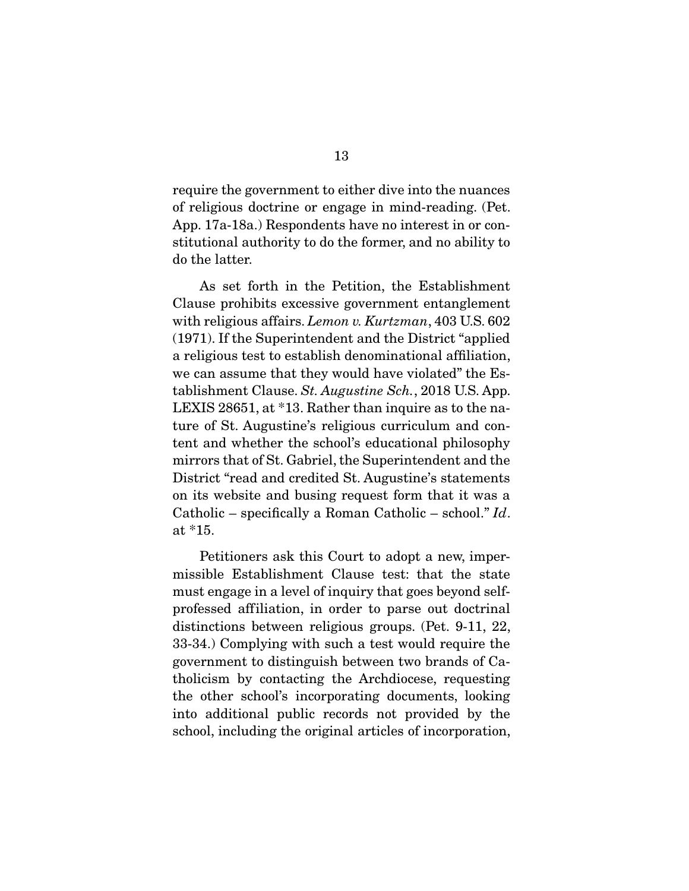require the government to either dive into the nuances of religious doctrine or engage in mind-reading. (Pet. App. 17a-18a.) Respondents have no interest in or constitutional authority to do the former, and no ability to do the latter.

As set forth in the Petition, the Establishment Clause prohibits excessive government entanglement with religious affairs. *Lemon v. Kurtzman*, 403 U.S. 602 (1971). If the Superintendent and the District "applied a religious test to establish denominational affiliation, we can assume that they would have violated" the Establishment Clause. *St. Augustine Sch.*, 2018 U.S. App. LEXIS 28651, at *13. Rather than inquire as to the nature of St. Augustine's religious curriculum and content and whether the school's educational philosophy mirrors that of St. Gabriel, the Superintendent and the District "read and credited St. Augustine's statements on its website and busing request form that it was a Catholic – specifically a Roman Catholic – school." *Id.* at *15.

Petitioners ask this Court to adopt a new, impermissible Establishment Clause test: that the state must engage in a level of inquiry that goes beyond self-professed affiliation, in order to parse out doctrinal distinctions between religious groups. (Pet. 9-11, 22, 33-34.) Complying with such a test would require the government to distinguish between two brands of Catholicism by contacting the Archdiocese, requesting the other school's incorporating documents, looking into additional public records not provided by the school, including the original articles of incorporation,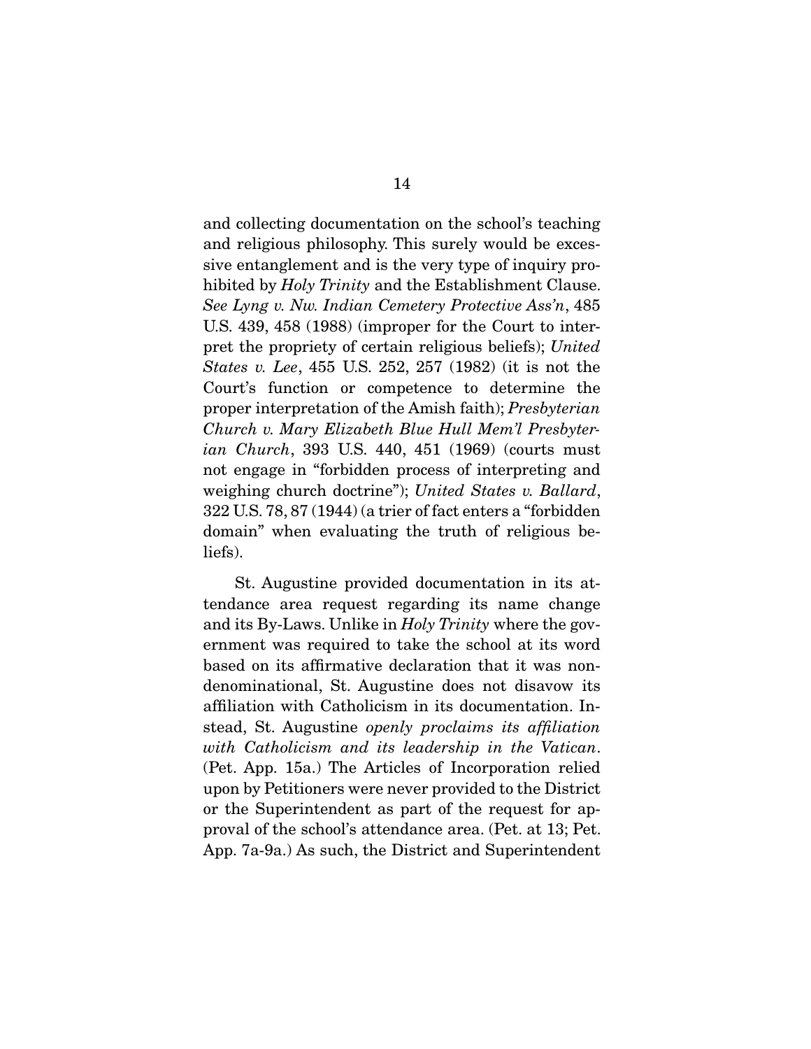and collecting documentation on the school's teaching and religious philosophy. This surely would be excessive entanglement and is the very type of inquiry prohibited by *Holy Trinity* and the Establishment Clause. *See Lyng v. Nw. Indian Cemetery Protective Ass'n*, 485 U.S. 439, 458 (1988) (improper for the Court to interpret the propriety of certain religious beliefs); *United States v. Lee*, 455 U.S. 252, 257 (1982) (it is not the Court's function or competence to determine the proper interpretation of the Amish faith); *Presbyterian Church v. Mary Elizabeth Blue Hull Mem'l Presbyterian Church*, 393 U.S. 440, 451 (1969) (courts must not engage in "forbidden process of interpreting and weighing church doctrine"); *United States v. Ballard*, 322 U.S. 78, 87 (1944) (a trier of fact enters a "forbidden domain" when evaluating the truth of religious beliefs).

St. Augustine provided documentation in its attendance area request regarding its name change and its By-Laws. Unlike in *Holy Trinity* where the government was required to take the school at its word based on its affirmative declaration that it was nondenominational, St. Augustine does not disavow its affiliation with Catholicism in its documentation. Instead, St. Augustine *openly proclaims its affiliation with Catholicism and its leadership in the Vatican*. (Pet. App. 15a.) The Articles of Incorporation relied upon by Petitioners were never provided to the District or the Superintendent as part of the request for approval of the school's attendance area. (Pet. at 13; Pet. App. 7a-9a.) As such, the District and Superintendent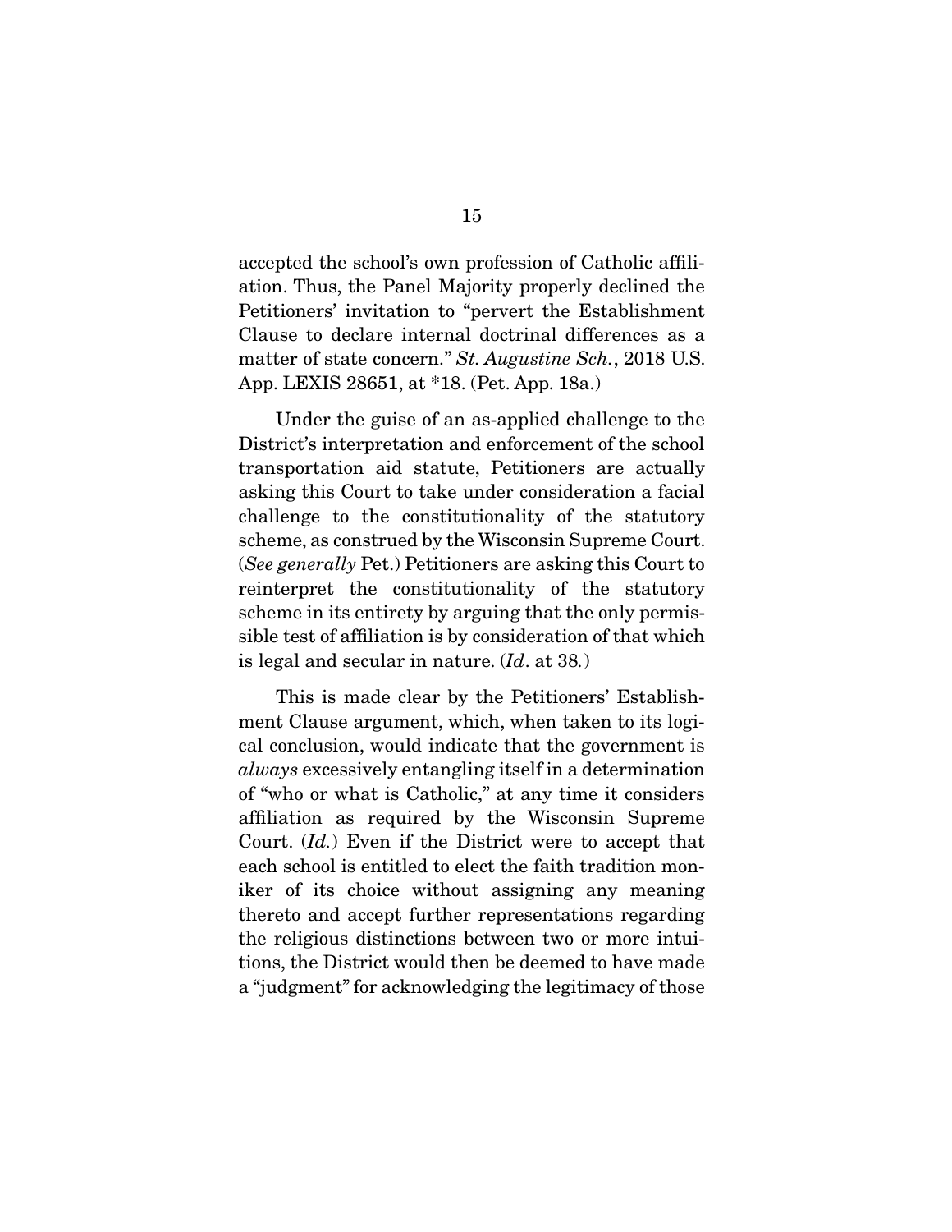accepted the school's own profession of Catholic affiliation. Thus, the Panel Majority properly declined the Petitioners' invitation to "pervert the Establishment Clause to declare internal doctrinal differences as a matter of state concern." *St. Augustine Sch.*, 2018 U.S. App. LEXIS 28651, at \*18. (Pet. App. 18a.)

Under the guise of an as-applied challenge to the District's interpretation and enforcement of the school transportation aid statute, Petitioners are actually asking this Court to take under consideration a facial challenge to the constitutionality of the statutory scheme, as construed by the Wisconsin Supreme Court. (*See generally* Pet.) Petitioners are asking this Court to reinterpret the constitutionality of the statutory scheme in its entirety by arguing that the only permissible test of affiliation is by consideration of that which is legal and secular in nature. (*Id*. at 38.)

This is made clear by the Petitioners' Establishment Clause argument, which, when taken to its logical conclusion, would indicate that the government is *always* excessively entangling itself in a determination of "who or what is Catholic," at any time it considers affiliation as required by the Wisconsin Supreme Court. (*Id.*) Even if the District were to accept that each school is entitled to elect the faith tradition moniker of its choice without assigning any meaning thereto and accept further representations regarding the religious distinctions between two or more intuitions, the District would then be deemed to have made a "judgment" for acknowledging the legitimacy of those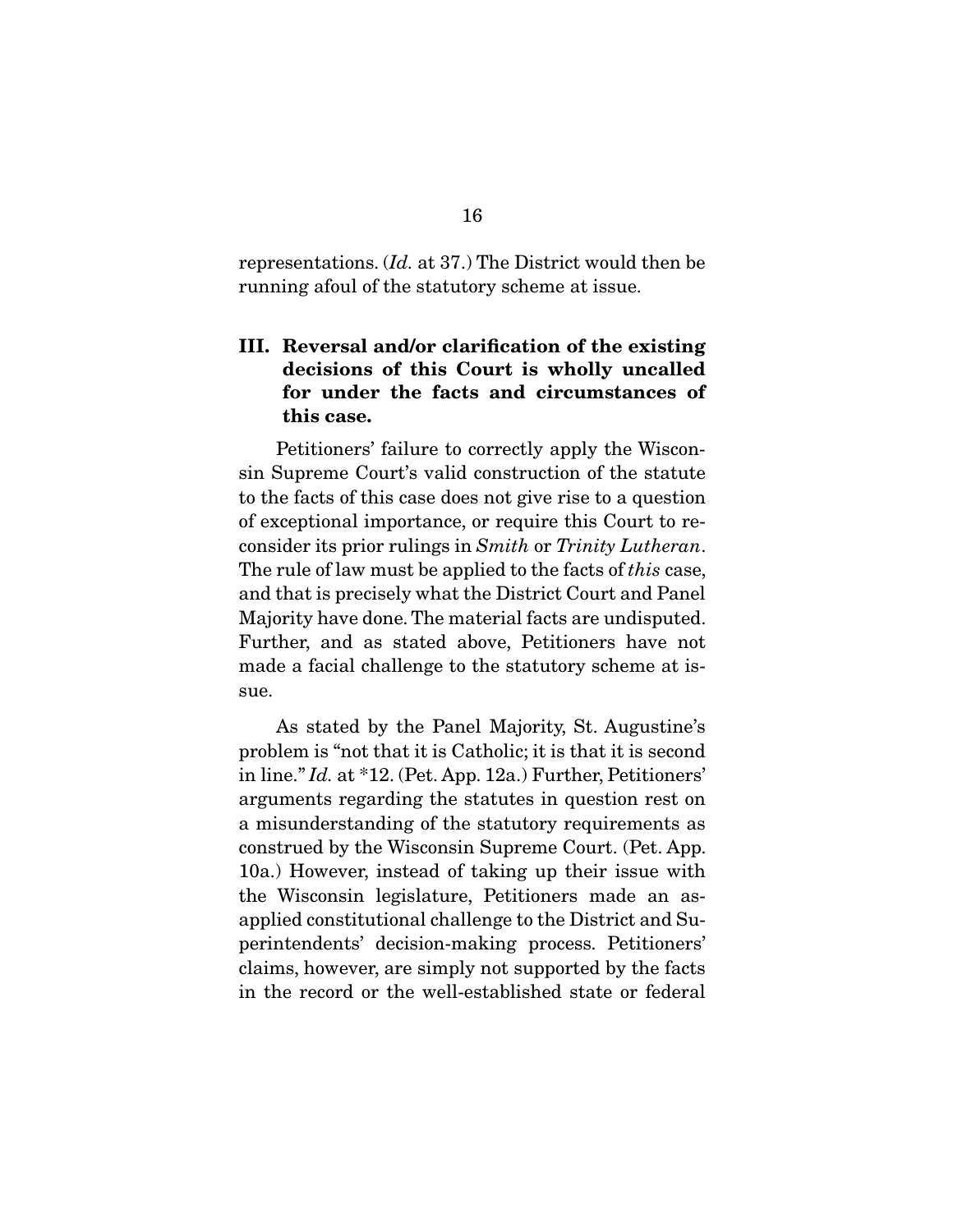representations. (*Id.* at 37.) The District would then be running afoul of the statutory scheme at issue.

### III. Reversal and/or clarification of the existing decisions of this Court is wholly uncalled for under the facts and circumstances of this case.

Petitioners' failure to correctly apply the Wisconsin Supreme Court's valid construction of the statute to the facts of this case does not give rise to a question of exceptional importance, or require this Court to reconsider its prior rulings in *Smith* or *Trinity Lutheran*. The rule of law must be applied to the facts of *this* case, and that is precisely what the District Court and Panel Majority have done. The material facts are undisputed. Further, and as stated above, Petitioners have not made a facial challenge to the statutory scheme at issue.

As stated by the Panel Majority, St. Augustine's problem is "not that it is Catholic; it is that it is second in line." *Id.* at *12. (Pet. App. 12a.) Further, Petitioners' arguments regarding the statutes in question rest on a misunderstanding of the statutory requirements as construed by the Wisconsin Supreme Court. (Pet. App. 10a.) However, instead of taking up their issue with the Wisconsin legislature, Petitioners made an as-applied constitutional challenge to the District and Superintendents' decision-making process. Petitioners' claims, however, are simply not supported by the facts in the record or the well-established state or federal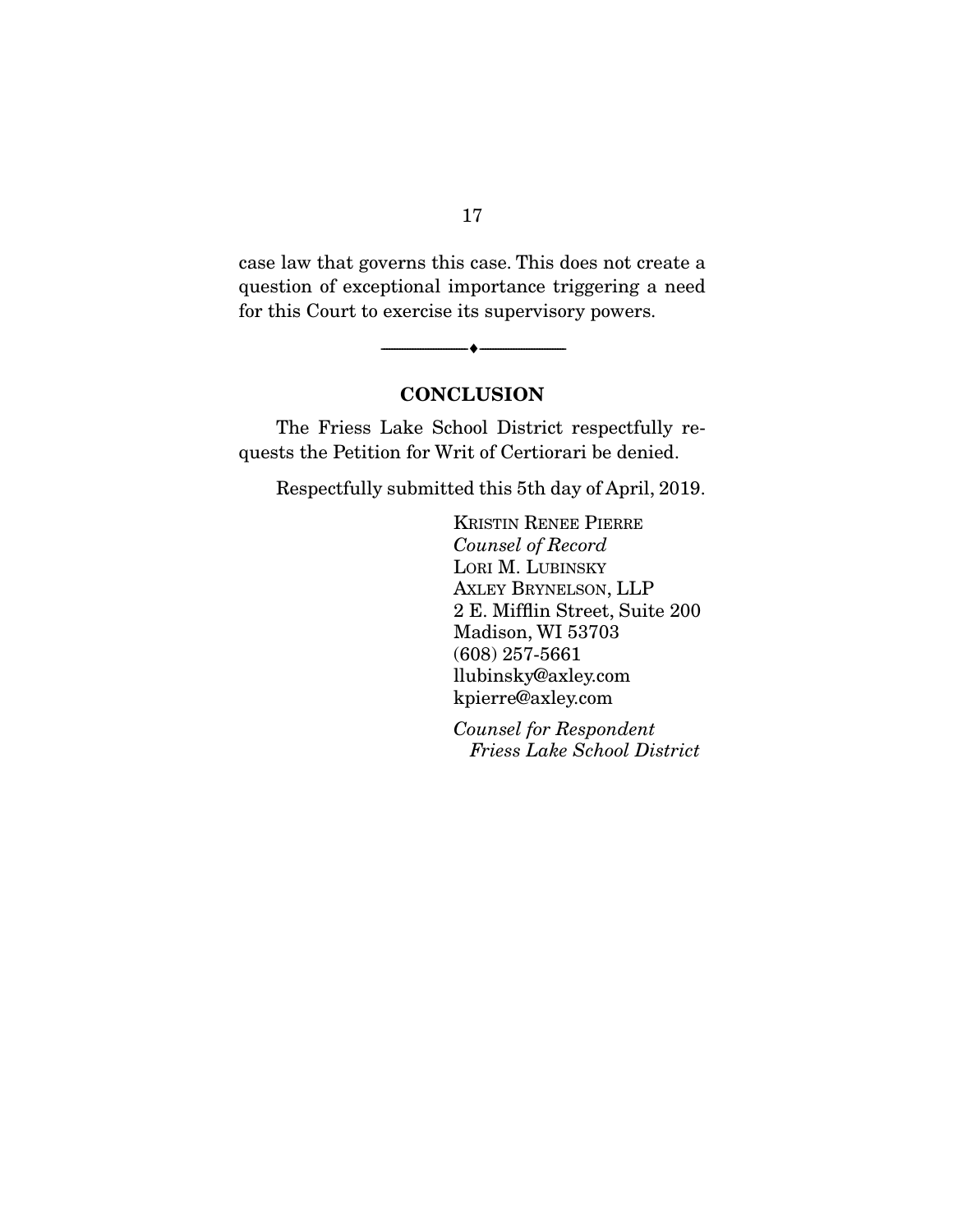case law that governs this case. This does not create a question of exceptional importance triggering a need for this Court to exercise its supervisory powers.

---

## CONCLUSION

The Friess Lake School District respectfully requests the Petition for Writ of Certiorari be denied.

Respectfully submitted this 5th day of April, 2019.

KRISTIN RENEE PIERRE
*Counsel of Record*
LORI M. LUBINSKY
AXLEY BRYNELSON, LLP
2 E. Mifflin Street, Suite 200
Madison, WI 53703
(608) 257-5661
llubinsky@axley.com
kpierre@axley.com

*Counsel for Respondent Friess Lake School District*